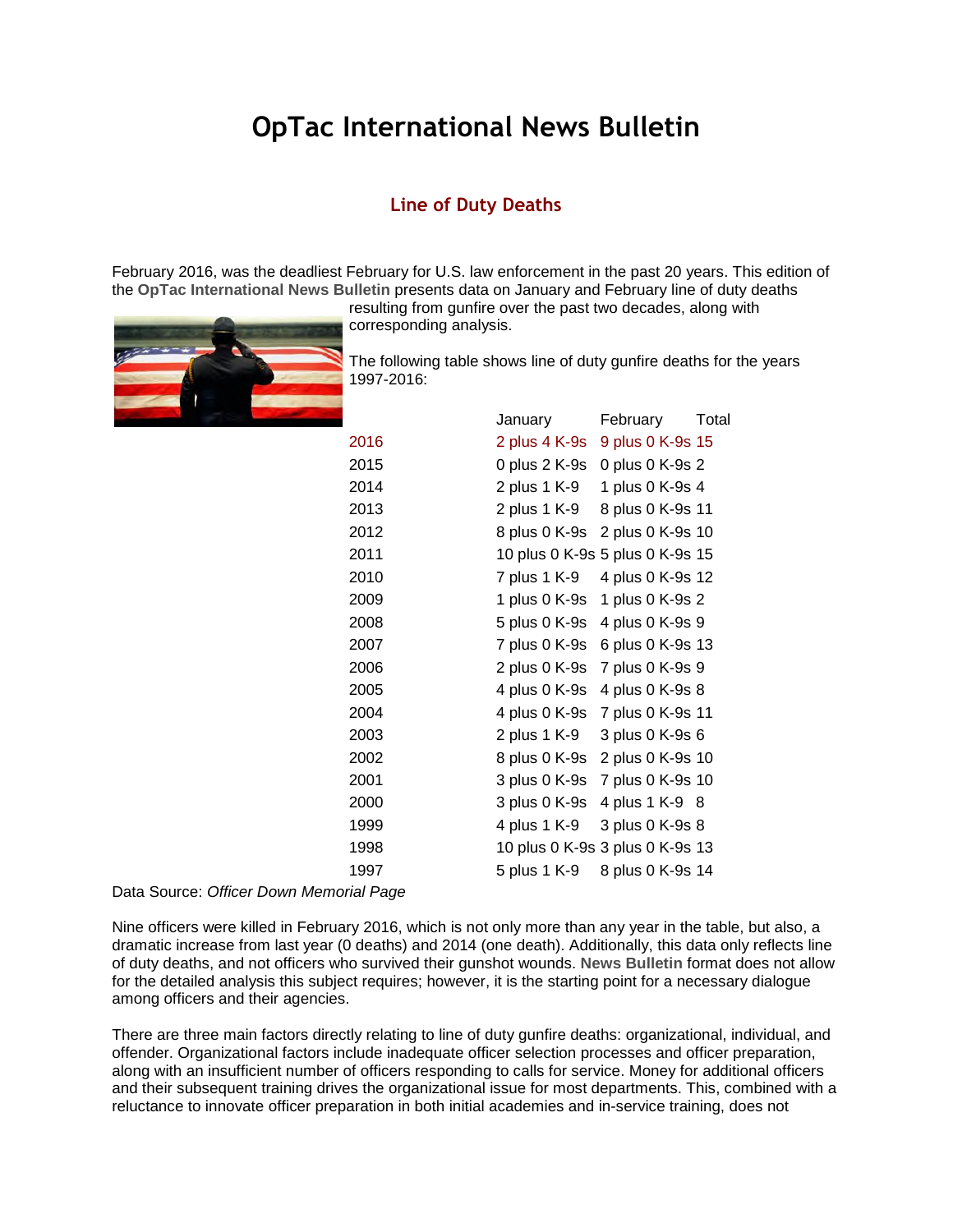# OpTac International News Bulletin

## Line of Duty Deaths

February 2016, was the deadliest February for U.S. law enforcement in the past 20 years. This edition of the **OpTac International News Bulletin** presents data on January and February line of duty deaths resulting from gunfire over the past two decades, along with corresponding analysis.

The following table shows line of duty gunfire deaths for the years 1997-2016:

| | January | February | Total |
|---|---|---|---|
| 2016 | 2 plus 4 K-9s | 9 plus 0 K-9s | 15 |
| 2015 | 0 plus 2 K-9s | 0 plus 0 K-9s | 2 |
| 2014 | 2 plus 1 K-9 | 1 plus 0 K-9s | 4 |
| 2013 | 2 plus 1 K-9 | 8 plus 0 K-9s | 11 |
| 2012 | 8 plus 0 K-9s | 2 plus 0 K-9s | 10 |
| 2011 | 10 plus 0 K-9s | 5 plus 0 K-9s | 15 |
| 2010 | 7 plus 1 K-9 | 4 plus 0 K-9s | 12 |
| 2009 | 1 plus 0 K-9s | 1 plus 0 K-9s | 2 |
| 2008 | 5 plus 0 K-9s | 4 plus 0 K-9s | 9 |
| 2007 | 7 plus 0 K-9s | 6 plus 0 K-9s | 13 |
| 2006 | 2 plus 0 K-9s | 7 plus 0 K-9s | 9 |
| 2005 | 4 plus 0 K-9s | 4 plus 0 K-9s | 8 |
| 2004 | 4 plus 0 K-9s | 7 plus 0 K-9s | 11 |
| 2003 | 2 plus 1 K-9 | 3 plus 0 K-9s | 6 |
| 2002 | 8 plus 0 K-9s | 2 plus 0 K-9s | 10 |
| 2001 | 3 plus 0 K-9s | 7 plus 0 K-9s | 10 |
| 2000 | 3 plus 0 K-9s | 4 plus 1 K-9 | 8 |
| 1999 | 4 plus 1 K-9 | 3 plus 0 K-9s | 8 |
| 1998 | 10 plus 0 K-9s | 3 plus 0 K-9s | 13 |
| 1997 | 5 plus 1 K-9 | 8 plus 0 K-9s | 14 |

Data Source: *Officer Down Memorial Page*

Nine officers were killed in February 2016, which is not only more than any year in the table, but also, a dramatic increase from last year (0 deaths) and 2014 (one death). Additionally, this data only reflects line of duty deaths, and not officers who survived their gunshot wounds. **News Bulletin** format does not allow for the detailed analysis this subject requires; however, it is the starting point for a necessary dialogue among officers and their agencies.

There are three main factors directly relating to line of duty gunfire deaths: organizational, individual, and offender. Organizational factors include inadequate officer selection processes and officer preparation, along with an insufficient number of officers responding to calls for service. Money for additional officers and their subsequent training drives the organizational issue for most departments. This, combined with a reluctance to innovate officer preparation in both initial academies and in-service training, does not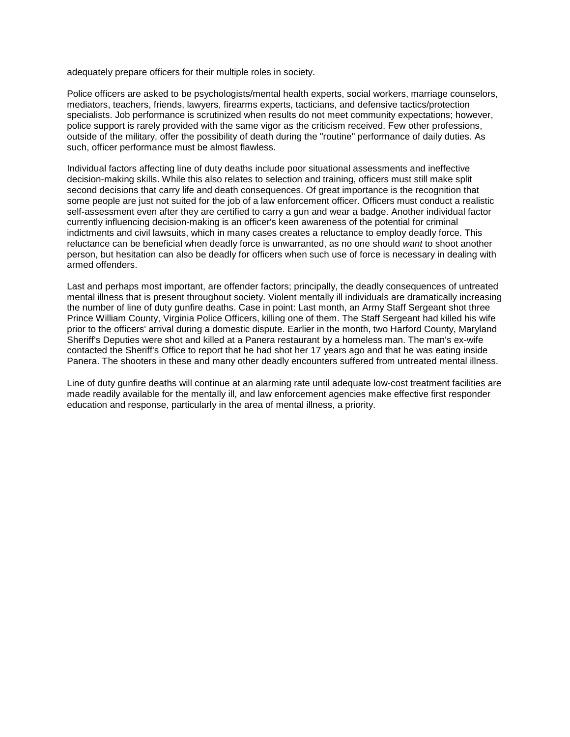adequately prepare officers for their multiple roles in society.

Police officers are asked to be psychologists/mental health experts, social workers, marriage counselors, mediators, teachers, friends, lawyers, firearms experts, tacticians, and defensive tactics/protection specialists. Job performance is scrutinized when results do not meet community expectations; however, police support is rarely provided with the same vigor as the criticism received. Few other professions, outside of the military, offer the possibility of death during the "routine" performance of daily duties. As such, officer performance must be almost flawless.

Individual factors affecting line of duty deaths include poor situational assessments and ineffective decision-making skills. While this also relates to selection and training, officers must still make split second decisions that carry life and death consequences. Of great importance is the recognition that some people are just not suited for the job of a law enforcement officer. Officers must conduct a realistic self-assessment even after they are certified to carry a gun and wear a badge. Another individual factor currently influencing decision-making is an officer's keen awareness of the potential for criminal indictments and civil lawsuits, which in many cases creates a reluctance to employ deadly force. This reluctance can be beneficial when deadly force is unwarranted, as no one should *want* to shoot another person, but hesitation can also be deadly for officers when such use of force is necessary in dealing with armed offenders.

Last and perhaps most important, are offender factors; principally, the deadly consequences of untreated mental illness that is present throughout society. Violent mentally ill individuals are dramatically increasing the number of line of duty gunfire deaths. Case in point: Last month, an Army Staff Sergeant shot three Prince William County, Virginia Police Officers, killing one of them. The Staff Sergeant had killed his wife prior to the officers' arrival during a domestic dispute. Earlier in the month, two Harford County, Maryland Sheriff's Deputies were shot and killed at a Panera restaurant by a homeless man. The man's ex-wife contacted the Sheriff's Office to report that he had shot her 17 years ago and that he was eating inside Panera. The shooters in these and many other deadly encounters suffered from untreated mental illness.

Line of duty gunfire deaths will continue at an alarming rate until adequate low-cost treatment facilities are made readily available for the mentally ill, and law enforcement agencies make effective first responder education and response, particularly in the area of mental illness, a priority.